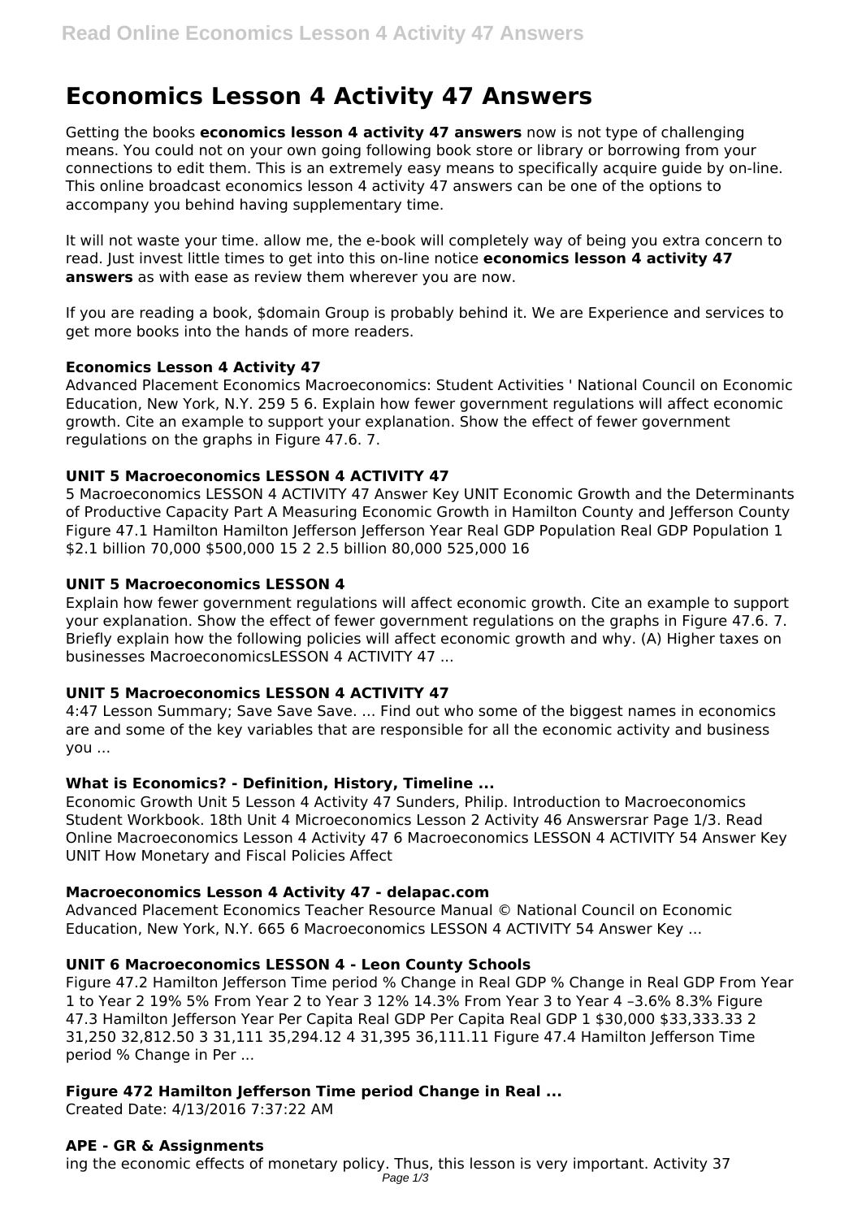# Economics Lesson 4 Activity 47 Answers

Getting the books **economics lesson 4 activity 47 answers** now is not type of challenging means. You could not on your own going following book store or library or borrowing from your connections to edit them. This is an extremely easy means to specifically acquire guide by on-line. This online broadcast economics lesson 4 activity 47 answers can be one of the options to accompany you behind having supplementary time.

It will not waste your time. allow me, the e-book will completely way of being you extra concern to read. Just invest little times to get into this on-line notice **economics lesson 4 activity 47 answers** as with ease as review them wherever you are now.

If you are reading a book, $domain Group is probably behind it. We are Experience and services to get more books into the hands of more readers.

### Economics Lesson 4 Activity 47

Advanced Placement Economics Macroeconomics: Student Activities ' National Council on Economic Education, New York, N.Y. 259 5 6. Explain how fewer government regulations will affect economic growth. Cite an example to support your explanation. Show the effect of fewer government regulations on the graphs in Figure 47.6. 7.

### UNIT 5 Macroeconomics LESSON 4 ACTIVITY 47

5 Macroeconomics LESSON 4 ACTIVITY 47 Answer Key UNIT Economic Growth and the Determinants of Productive Capacity Part A Measuring Economic Growth in Hamilton County and Jefferson County Figure 47.1 Hamilton Hamilton Jefferson Jefferson Year Real GDP Population Real GDP Population 1 $2.1 billion 70,000 $500,000 15 2 2.5 billion 80,000 525,000 16

### UNIT 5 Macroeconomics LESSON 4

Explain how fewer government regulations will affect economic growth. Cite an example to support your explanation. Show the effect of fewer government regulations on the graphs in Figure 47.6. 7. Briefly explain how the following policies will affect economic growth and why. (A) Higher taxes on businesses MacroeconomicsLESSON 4 ACTIVITY 47 ...

### UNIT 5 Macroeconomics LESSON 4 ACTIVITY 47

4:47 Lesson Summary; Save Save Save. ... Find out who some of the biggest names in economics are and some of the key variables that are responsible for all the economic activity and business you ...

### What is Economics? - Definition, History, Timeline ...

Economic Growth Unit 5 Lesson 4 Activity 47 Sunders, Philip. Introduction to Macroeconomics Student Workbook. 18th Unit 4 Microeconomics Lesson 2 Activity 46 Answersrar Page 1/3. Read Online Macroeconomics Lesson 4 Activity 47 6 Macroeconomics LESSON 4 ACTIVITY 54 Answer Key UNIT How Monetary and Fiscal Policies Affect

### Macroeconomics Lesson 4 Activity 47 - delapac.com

Advanced Placement Economics Teacher Resource Manual © National Council on Economic Education, New York, N.Y. 665 6 Macroeconomics LESSON 4 ACTIVITY 54 Answer Key ...

### UNIT 6 Macroeconomics LESSON 4 - Leon County Schools

Figure 47.2 Hamilton Jefferson Time period % Change in Real GDP % Change in Real GDP From Year 1 to Year 2 19% 5% From Year 2 to Year 3 12% 14.3% From Year 3 to Year 4 –3.6% 8.3% Figure 47.3 Hamilton Jefferson Year Per Capita Real GDP Per Capita Real GDP 1 $30,000 $33,333.33 2 31,250 32,812.50 3 31,111 35,294.12 4 31,395 36,111.11 Figure 47.4 Hamilton Jefferson Time period % Change in Per ...

### Figure 472 Hamilton Jefferson Time period Change in Real ...

Created Date: 4/13/2016 7:37:22 AM

### APE - GR & Assignments

ing the economic effects of monetary policy. Thus, this lesson is very important. Activity 37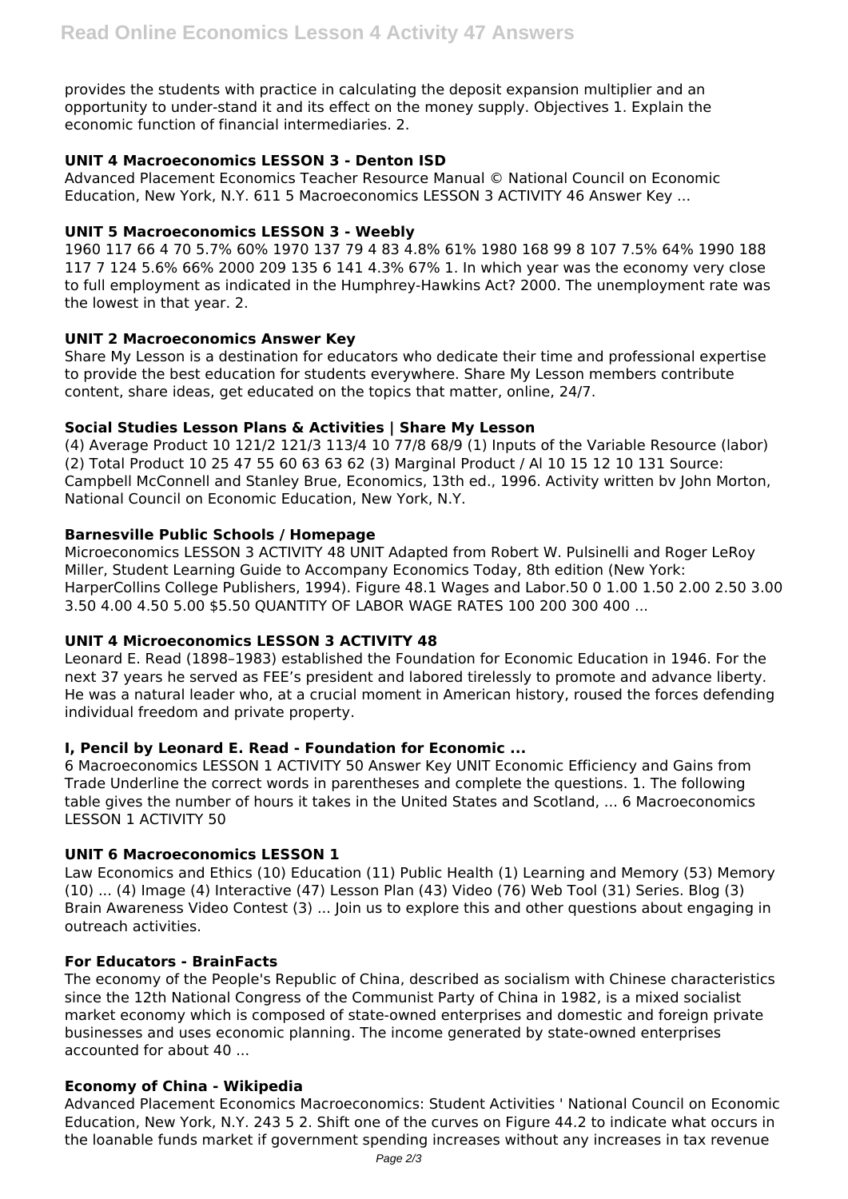provides the students with practice in calculating the deposit expansion multiplier and an opportunity to under-stand it and its effect on the money supply. Objectives 1. Explain the economic function of financial intermediaries. 2.

### UNIT 4 Macroeconomics LESSON 3 - Denton ISD

Advanced Placement Economics Teacher Resource Manual © National Council on Economic Education, New York, N.Y. 611 5 Macroeconomics LESSON 3 ACTIVITY 46 Answer Key ...

### UNIT 5 Macroeconomics LESSON 3 - Weebly

1960 117 66 4 70 5.7% 60% 1970 137 79 4 83 4.8% 61% 1980 168 99 8 107 7.5% 64% 1990 188 117 7 124 5.6% 66% 2000 209 135 6 141 4.3% 67% 1. In which year was the economy very close to full employment as indicated in the Humphrey-Hawkins Act? 2000. The unemployment rate was the lowest in that year. 2.

### UNIT 2 Macroeconomics Answer Key

Share My Lesson is a destination for educators who dedicate their time and professional expertise to provide the best education for students everywhere. Share My Lesson members contribute content, share ideas, get educated on the topics that matter, online, 24/7.

### Social Studies Lesson Plans & Activities | Share My Lesson

(4) Average Product 10 121/2 121/3 113/4 10 77/8 68/9 (1) Inputs of the Variable Resource (labor) (2) Total Product 10 25 47 55 60 63 63 62 (3) Marginal Product / Al 10 15 12 10 131 Source: Campbell McConnell and Stanley Brue, Economics, 13th ed., 1996. Activity written bv John Morton, National Council on Economic Education, New York, N.Y.

### Barnesville Public Schools / Homepage

Microeconomics LESSON 3 ACTIVITY 48 UNIT Adapted from Robert W. Pulsinelli and Roger LeRoy Miller, Student Learning Guide to Accompany Economics Today, 8th edition (New York: HarperCollins College Publishers, 1994). Figure 48.1 Wages and Labor.50 0 1.00 1.50 2.00 2.50 3.00 3.50 4.00 4.50 5.00 $5.50 QUANTITY OF LABOR WAGE RATES 100 200 300 400 ...

### UNIT 4 Microeconomics LESSON 3 ACTIVITY 48

Leonard E. Read (1898–1983) established the Foundation for Economic Education in 1946. For the next 37 years he served as FEE's president and labored tirelessly to promote and advance liberty. He was a natural leader who, at a crucial moment in American history, roused the forces defending individual freedom and private property.

### I, Pencil by Leonard E. Read - Foundation for Economic ...

6 Macroeconomics LESSON 1 ACTIVITY 50 Answer Key UNIT Economic Efficiency and Gains from Trade Underline the correct words in parentheses and complete the questions. 1. The following table gives the number of hours it takes in the United States and Scotland, ... 6 Macroeconomics LESSON 1 ACTIVITY 50

### UNIT 6 Macroeconomics LESSON 1

Law Economics and Ethics (10) Education (11) Public Health (1) Learning and Memory (53) Memory (10) ... (4) Image (4) Interactive (47) Lesson Plan (43) Video (76) Web Tool (31) Series. Blog (3) Brain Awareness Video Contest (3) ... Join us to explore this and other questions about engaging in outreach activities.

### For Educators - BrainFacts

The economy of the People's Republic of China, described as socialism with Chinese characteristics since the 12th National Congress of the Communist Party of China in 1982, is a mixed socialist market economy which is composed of state-owned enterprises and domestic and foreign private businesses and uses economic planning. The income generated by state-owned enterprises accounted for about 40 ...

### Economy of China - Wikipedia

Advanced Placement Economics Macroeconomics: Student Activities ' National Council on Economic Education, New York, N.Y. 243 5 2. Shift one of the curves on Figure 44.2 to indicate what occurs in the loanable funds market if government spending increases without any increases in tax revenue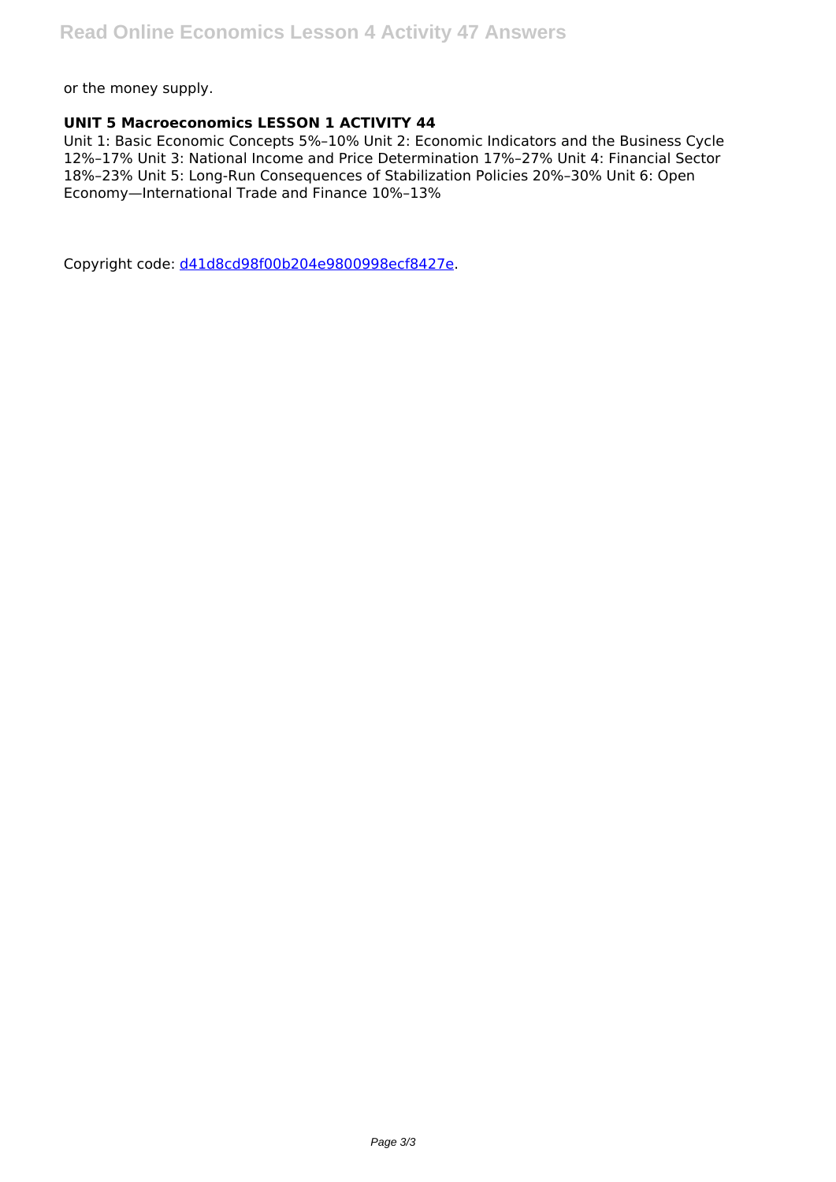or the money supply.

**UNIT 5 Macroeconomics LESSON 1 ACTIVITY 44**

Unit 1: Basic Economic Concepts 5%–10% Unit 2: Economic Indicators and the Business Cycle 12%–17% Unit 3: National Income and Price Determination 17%–27% Unit 4: Financial Sector 18%–23% Unit 5: Long-Run Consequences of Stabilization Policies 20%–30% Unit 6: Open Economy—International Trade and Finance 10%–13%

Copyright code: d41d8cd98f00b204e9800998ecf8427e.